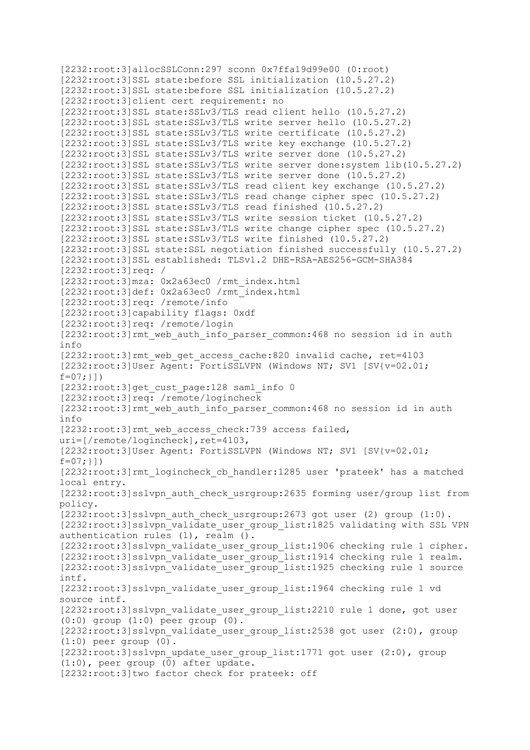```
[2232:root:3]allocSSLConn:297 sconn 0x7ffa19d99e00 (0:root)
[2232:root:3]SSL state:before SSL initialization (10.5.27.2)
[2232:root:3]SSL state:before SSL initialization (10.5.27.2)
[2232:root:3]client cert requirement: no
[2232:root:3]SSL state:SSLv3/TLS read client hello (10.5.27.2)
[2232:root:3]SSL state:SSLv3/TLS write server hello (10.5.27.2)
[2232:root:3]SSL state:SSLv3/TLS write certificate (10.5.27.2)
[2232:root:3]SSL state:SSLv3/TLS write key exchange (10.5.27.2)
[2232:root:3]SSL state:SSLv3/TLS write server done (10.5.27.2)
[2232:root:3]SSL state:SSLv3/TLS write server done:system lib(10.5.27.2)
[2232:root:3]SSL state:SSLv3/TLS write server done (10.5.27.2)
[2232:root:3]SSL state:SSLv3/TLS read client key exchange (10.5.27.2)
[2232:root:3]SSL state:SSLv3/TLS read change cipher spec (10.5.27.2)
[2232:root:3]SSL state:SSLv3/TLS read finished (10.5.27.2)
[2232:root:3]SSL state:SSLv3/TLS write session ticket (10.5.27.2)
[2232:root:3]SSL state:SSLv3/TLS write change cipher spec (10.5.27.2)
[2232:root:3]SSL state:SSLv3/TLS write finished (10.5.27.2)
[2232:root:3]SSL state:SSL negotiation finished successfully (10.5.27.2)
[2232:root:3]SSL established: TLSv1.2 DHE-RSA-AES256-GCM-SHA384
[2232:root:3]req: /
[2232:root:3]mza: 0x2a63ec0 /rmt_index.html
[2232:root:3]def: 0x2a63ec0 /rmt_index.html
[2232:root:3]req: /remote/info
[2232:root:3]capability flags: 0xdf
[2232:root:3]req: /remote/login
[2232:root:3]rmt_web_auth_info_parser_common:468 no session id in auth
info
[2232:root:3]rmt_web_get_access_cache:820 invalid cache, ret=4103
[2232:root:3]User Agent: FortiSSLVPN (Windows NT; SV1 [SV{v=02.01;
f=07;}])
[2232:root:3]get_cust_page:128 saml_info 0
[2232:root:3]req: /remote/logincheck
[2232:root:3]rmt_web_auth_info_parser_common:468 no session id in auth
info
[2232:root:3]rmt_web_access_check:739 access failed,
uri=[/remote/logincheck],ret=4103,
[2232:root:3]User Agent: FortiSSLVPN (Windows NT; SV1 [SV{v=02.01;
f=07;}])
[2232:root:3]rmt_logincheck_cb_handler:1285 user 'prateek' has a matched
local entry.
[2232:root:3]sslvpn_auth_check_usrgroup:2635 forming user/group list from
policy.
[2232:root:3]sslvpn_auth_check_usrgroup:2673 got user (2) group (1:0).
[2232:root:3]sslvpn_validate_user_group_list:1825 validating with SSL VPN
authentication rules (1), realm ().
[2232:root:3]sslvpn_validate_user_group_list:1906 checking rule 1 cipher.
[2232:root:3]sslvpn_validate_user_group_list:1914 checking rule 1 realm.
[2232:root:3]sslvpn_validate_user_group_list:1925 checking rule 1 source
intf.
[2232:root:3]sslvpn_validate_user_group_list:1964 checking rule 1 vd
source intf.
[2232:root:3]sslvpn_validate_user_group_list:2210 rule 1 done, got user
(0:0) group (1:0) peer group (0).
[2232:root:3]sslvpn_validate_user_group_list:2538 got user (2:0), group
(1:0) peer group (0).
[2232:root:3]sslvpn_update_user_group_list:1771 got user (2:0), group
(1:0), peer group (0) after update.
[2232:root:3]two factor check for prateek: off
```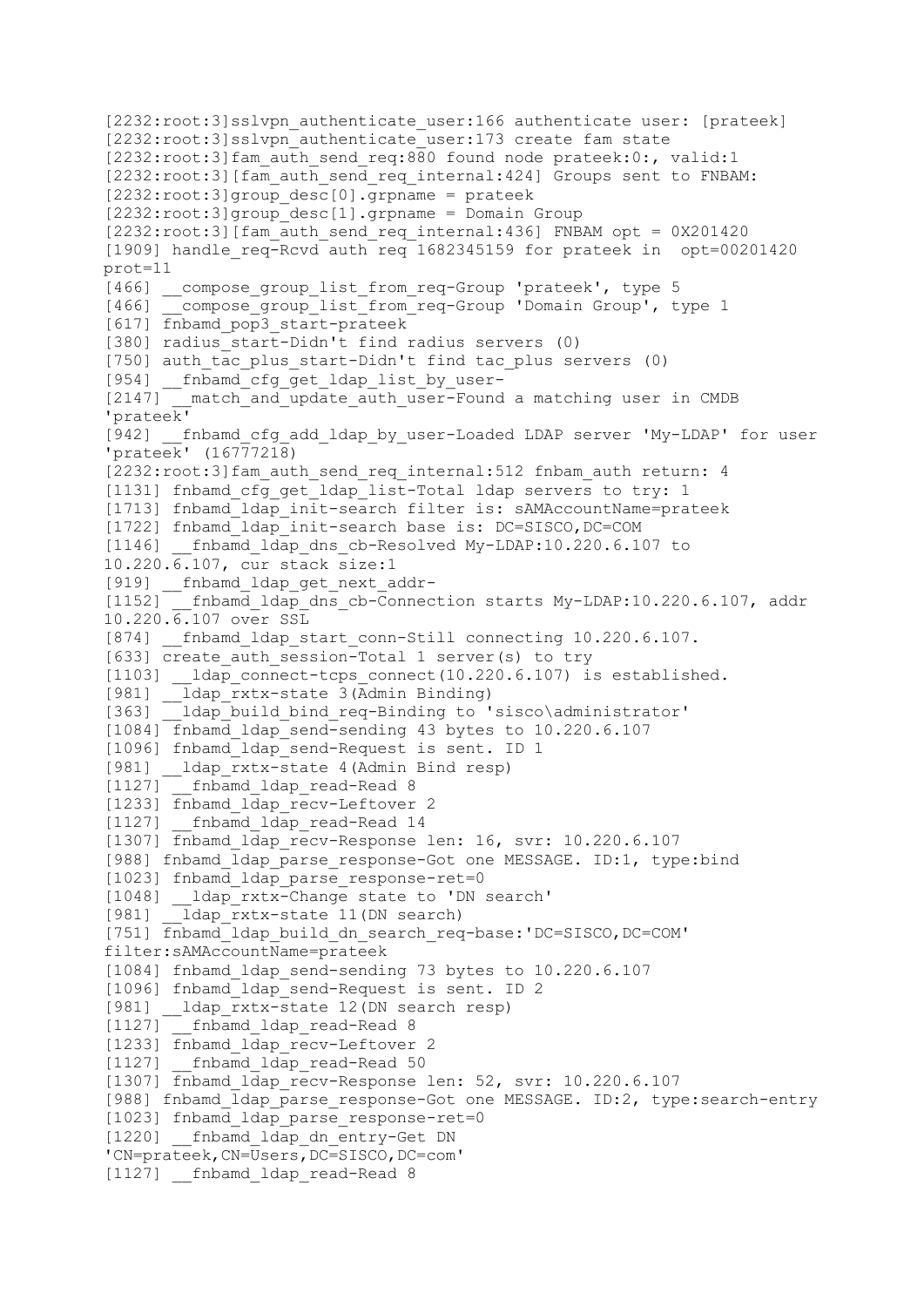```
[2232:root:3]sslvpn_authenticate_user:166 authenticate user: [prateek]
[2232:root:3]sslvpn_authenticate_user:173 create fam state
[2232:root:3]fam_auth_send_req:880 found node prateek:0:, valid:1
[2232:root:3][fam_auth_send_req_internal:424] Groups sent to FNBAM:
[2232:root:3]group_desc[0].grpname = prateek
[2232:root:3]group_desc[1].grpname = Domain Group
[2232:root:3][fam_auth_send_req_internal:436] FNBAM opt = 0X201420
[1909] handle_req-Rcvd auth req 1682345159 for prateek in  opt=00201420
prot=11
[466] __compose_group_list_from_req-Group 'prateek', type 5
[466] __compose_group_list_from_req-Group 'Domain Group', type 1
[617] fnbamd_pop3_start-prateek
[380] radius_start-Didn't find radius servers (0)
[750] auth_tac_plus_start-Didn't find tac_plus servers (0)
[954] __fnbamd_cfg_get_ldap_list_by_user-
[2147] __match_and_update_auth_user-Found a matching user in CMDB
'prateek'
[942] __fnbamd_cfg_add_ldap_by_user-Loaded LDAP server 'My-LDAP' for user
'prateek' (16777218)
[2232:root:3]fam_auth_send_req_internal:512 fnbam_auth return: 4
[1131] fnbamd_cfg_get_ldap_list-Total ldap servers to try: 1
[1713] fnbamd_ldap_init-search filter is: sAMAccountName=prateek
[1722] fnbamd_ldap_init-search base is: DC=SISCO,DC=COM
[1146] __fnbamd_ldap_dns_cb-Resolved My-LDAP:10.220.6.107 to
10.220.6.107, cur stack size:1
[919] __fnbamd_ldap_get_next_addr-
[1152] __fnbamd_ldap_dns_cb-Connection starts My-LDAP:10.220.6.107, addr
10.220.6.107 over SSL
[874] __fnbamd_ldap_start_conn-Still connecting 10.220.6.107.
[633] create_auth_session-Total 1 server(s) to try
[1103] __ldap_connect-tcps_connect(10.220.6.107) is established.
[981] __ldap_rxtx-state 3(Admin Binding)
[363] __ldap_build_bind_req-Binding to 'sisco\administrator'
[1084] fnbamd_ldap_send-sending 43 bytes to 10.220.6.107
[1096] fnbamd_ldap_send-Request is sent. ID 1
[981] __ldap_rxtx-state 4(Admin Bind resp)
[1127] __fnbamd_ldap_read-Read 8
[1233] fnbamd_ldap_recv-Leftover 2
[1127] __fnbamd_ldap_read-Read 14
[1307] fnbamd_ldap_recv-Response len: 16, svr: 10.220.6.107
[988] fnbamd_ldap_parse_response-Got one MESSAGE. ID:1, type:bind
[1023] fnbamd_ldap_parse_response-ret=0
[1048] __ldap_rxtx-Change state to 'DN search'
[981] __ldap_rxtx-state 11(DN search)
[751] fnbamd_ldap_build_dn_search_req-base:'DC=SISCO,DC=COM'
filter:sAMAccountName=prateek
[1084] fnbamd_ldap_send-sending 73 bytes to 10.220.6.107
[1096] fnbamd_ldap_send-Request is sent. ID 2
[981] __ldap_rxtx-state 12(DN search resp)
[1127] __fnbamd_ldap_read-Read 8
[1233] fnbamd_ldap_recv-Leftover 2
[1127] __fnbamd_ldap_read-Read 50
[1307] fnbamd_ldap_recv-Response len: 52, svr: 10.220.6.107
[988] fnbamd_ldap_parse_response-Got one MESSAGE. ID:2, type:search-entry
[1023] fnbamd_ldap_parse_response-ret=0
[1220] __fnbamd_ldap_dn_entry-Get DN
'CN=prateek,CN=Users,DC=SISCO,DC=com'
[1127] __fnbamd_ldap_read-Read 8
```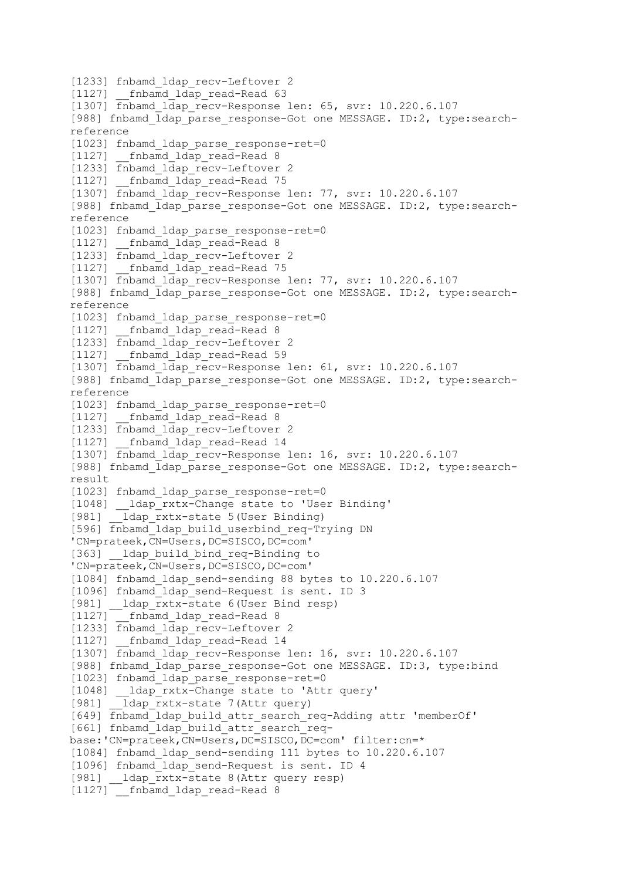```
[1233] fnbamd_ldap_recv-Leftover 2
[1127] __fnbamd_ldap_read-Read 63
[1307] fnbamd_ldap_recv-Response len: 65, svr: 10.220.6.107
[988] fnbamd_ldap_parse_response-Got one MESSAGE. ID:2, type:search-
reference
[1023] fnbamd_ldap_parse_response-ret=0
[1127] __fnbamd_ldap_read-Read 8
[1233] fnbamd_ldap_recv-Leftover 2
[1127] __fnbamd_ldap_read-Read 75
[1307] fnbamd_ldap_recv-Response len: 77, svr: 10.220.6.107
[988] fnbamd_ldap_parse_response-Got one MESSAGE. ID:2, type:search-
reference
[1023] fnbamd_ldap_parse_response-ret=0
[1127] __fnbamd_ldap_read-Read 8
[1233] fnbamd_ldap_recv-Leftover 2
[1127] __fnbamd_ldap_read-Read 75
[1307] fnbamd_ldap_recv-Response len: 77, svr: 10.220.6.107
[988] fnbamd_ldap_parse_response-Got one MESSAGE. ID:2, type:search-
reference
[1023] fnbamd_ldap_parse_response-ret=0
[1127] __fnbamd_ldap_read-Read 8
[1233] fnbamd_ldap_recv-Leftover 2
[1127] __fnbamd_ldap_read-Read 59
[1307] fnbamd_ldap_recv-Response len: 61, svr: 10.220.6.107
[988] fnbamd_ldap_parse_response-Got one MESSAGE. ID:2, type:search-
reference
[1023] fnbamd_ldap_parse_response-ret=0
[1127] __fnbamd_ldap_read-Read 8
[1233] fnbamd_ldap_recv-Leftover 2
[1127] __fnbamd_ldap_read-Read 14
[1307] fnbamd_ldap_recv-Response len: 16, svr: 10.220.6.107
[988] fnbamd_ldap_parse_response-Got one MESSAGE. ID:2, type:search-
result
[1023] fnbamd_ldap_parse_response-ret=0
[1048] __ldap_rxtx-Change state to 'User Binding'
[981] __ldap_rxtx-state 5(User Binding)
[596] fnbamd_ldap_build_userbind_req-Trying DN
'CN=prateek,CN=Users,DC=SISCO,DC=com'
[363] __ldap_build_bind_req-Binding to
'CN=prateek,CN=Users,DC=SISCO,DC=com'
[1084] fnbamd_ldap_send-sending 88 bytes to 10.220.6.107
[1096] fnbamd_ldap_send-Request is sent. ID 3
[981] __ldap_rxtx-state 6(User Bind resp)
[1127] __fnbamd_ldap_read-Read 8
[1233] fnbamd_ldap_recv-Leftover 2
[1127] __fnbamd_ldap_read-Read 14
[1307] fnbamd_ldap_recv-Response len: 16, svr: 10.220.6.107
[988] fnbamd_ldap_parse_response-Got one MESSAGE. ID:3, type:bind
[1023] fnbamd_ldap_parse_response-ret=0
[1048] __ldap_rxtx-Change state to 'Attr query'
[981] __ldap_rxtx-state 7(Attr query)
[649] fnbamd_ldap_build_attr_search_req-Adding attr 'memberOf'
[661] fnbamd_ldap_build_attr_search_req-
base:'CN=prateek,CN=Users,DC=SISCO,DC=com' filter:cn=*
[1084] fnbamd_ldap_send-sending 111 bytes to 10.220.6.107
[1096] fnbamd_ldap_send-Request is sent. ID 4
[981] __ldap_rxtx-state 8(Attr query resp)
[1127] __fnbamd_ldap_read-Read 8
```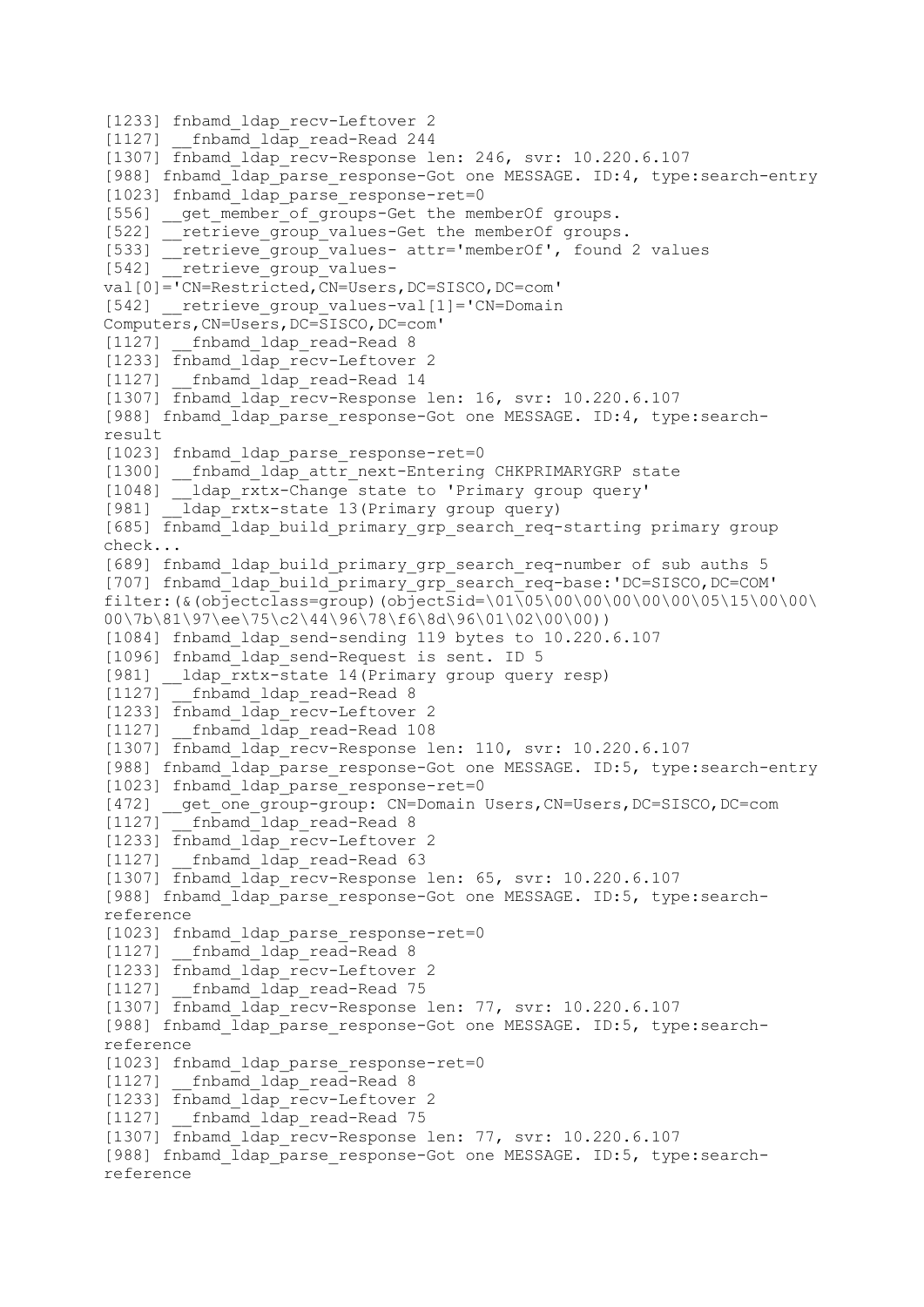```
[1233] fnbamd_ldap_recv-Leftover 2
[1127] __fnbamd_ldap_read-Read 244
[1307] fnbamd_ldap_recv-Response len: 246, svr: 10.220.6.107
[988] fnbamd_ldap_parse_response-Got one MESSAGE. ID:4, type:search-entry
[1023] fnbamd_ldap_parse_response-ret=0
[556] __get_member_of_groups-Get the memberOf groups.
[522] __retrieve_group_values-Get the memberOf groups.
[533] __retrieve_group_values- attr='memberOf', found 2 values
[542] __retrieve_group_values-
val[0]='CN=Restricted,CN=Users,DC=SISCO,DC=com'
[542] __retrieve_group_values-val[1]='CN=Domain
Computers,CN=Users,DC=SISCO,DC=com'
[1127] __fnbamd_ldap_read-Read 8
[1233] fnbamd_ldap_recv-Leftover 2
[1127] __fnbamd_ldap_read-Read 14
[1307] fnbamd_ldap_recv-Response len: 16, svr: 10.220.6.107
[988] fnbamd_ldap_parse_response-Got one MESSAGE. ID:4, type:search-
result
[1023] fnbamd_ldap_parse_response-ret=0
[1300] __fnbamd_ldap_attr_next-Entering CHKPRIMARYGRP state
[1048] __ldap_rxtx-Change state to 'Primary group query'
[981] __ldap_rxtx-state 13(Primary group query)
[685] fnbamd_ldap_build_primary_grp_search_req-starting primary group
check...
[689] fnbamd_ldap_build_primary_grp_search_req-number of sub auths 5
[707] fnbamd_ldap_build_primary_grp_search_req-base:'DC=SISCO,DC=COM'
filter:(&(objectclass=group)(objectSid=\01\05\00\00\00\00\00\05\15\00\00\
00\7b\81\97\ee\75\c2\44\96\78\f6\8d\96\01\02\00\00))
[1084] fnbamd_ldap_send-sending 119 bytes to 10.220.6.107
[1096] fnbamd_ldap_send-Request is sent. ID 5
[981] __ldap_rxtx-state 14(Primary group query resp)
[1127] __fnbamd_ldap_read-Read 8
[1233] fnbamd_ldap_recv-Leftover 2
[1127] __fnbamd_ldap_read-Read 108
[1307] fnbamd_ldap_recv-Response len: 110, svr: 10.220.6.107
[988] fnbamd_ldap_parse_response-Got one MESSAGE. ID:5, type:search-entry
[1023] fnbamd_ldap_parse_response-ret=0
[472] __get_one_group-group: CN=Domain Users,CN=Users,DC=SISCO,DC=com
[1127] __fnbamd_ldap_read-Read 8
[1233] fnbamd_ldap_recv-Leftover 2
[1127] __fnbamd_ldap_read-Read 63
[1307] fnbamd_ldap_recv-Response len: 65, svr: 10.220.6.107
[988] fnbamd_ldap_parse_response-Got one MESSAGE. ID:5, type:search-
reference
[1023] fnbamd_ldap_parse_response-ret=0
[1127] __fnbamd_ldap_read-Read 8
[1233] fnbamd_ldap_recv-Leftover 2
[1127] __fnbamd_ldap_read-Read 75
[1307] fnbamd_ldap_recv-Response len: 77, svr: 10.220.6.107
[988] fnbamd_ldap_parse_response-Got one MESSAGE. ID:5, type:search-
reference
[1023] fnbamd_ldap_parse_response-ret=0
[1127] __fnbamd_ldap_read-Read 8
[1233] fnbamd_ldap_recv-Leftover 2
[1127] __fnbamd_ldap_read-Read 75
[1307] fnbamd_ldap_recv-Response len: 77, svr: 10.220.6.107
[988] fnbamd_ldap_parse_response-Got one MESSAGE. ID:5, type:search-
reference
```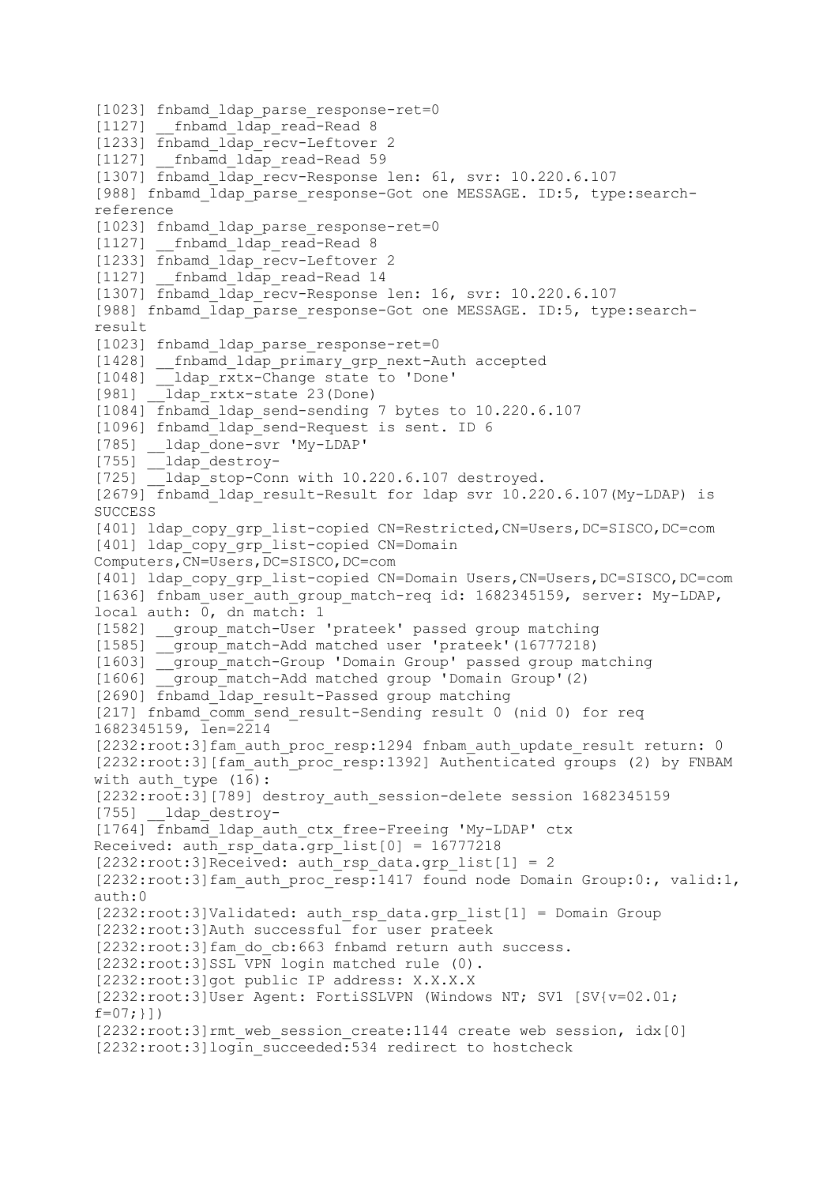```
[1023] fnbamd_ldap_parse_response-ret=0
[1127] __fnbamd_ldap_read-Read 8
[1233] fnbamd_ldap_recv-Leftover 2
[1127] __fnbamd_ldap_read-Read 59
[1307] fnbamd_ldap_recv-Response len: 61, svr: 10.220.6.107
[988] fnbamd_ldap_parse_response-Got one MESSAGE. ID:5, type:search-
reference
[1023] fnbamd_ldap_parse_response-ret=0
[1127] __fnbamd_ldap_read-Read 8
[1233] fnbamd_ldap_recv-Leftover 2
[1127] __fnbamd_ldap_read-Read 14
[1307] fnbamd_ldap_recv-Response len: 16, svr: 10.220.6.107
[988] fnbamd_ldap_parse_response-Got one MESSAGE. ID:5, type:search-
result
[1023] fnbamd_ldap_parse_response-ret=0
[1428] __fnbamd_ldap_primary_grp_next-Auth accepted
[1048] __ldap_rxtx-Change state to 'Done'
[981] __ldap_rxtx-state 23(Done)
[1084] fnbamd_ldap_send-sending 7 bytes to 10.220.6.107
[1096] fnbamd_ldap_send-Request is sent. ID 6
[785] __ldap_done-svr 'My-LDAP'
[755] __ldap_destroy-
[725] __ldap_stop-Conn with 10.220.6.107 destroyed.
[2679] fnbamd_ldap_result-Result for ldap svr 10.220.6.107(My-LDAP) is
SUCCESS
[401] ldap_copy_grp_list-copied CN=Restricted,CN=Users,DC=SISCO,DC=com
[401] ldap_copy_grp_list-copied CN=Domain
Computers,CN=Users,DC=SISCO,DC=com
[401] ldap_copy_grp_list-copied CN=Domain Users,CN=Users,DC=SISCO,DC=com
[1636] fnbam_user_auth_group_match-req id: 1682345159, server: My-LDAP,
local auth: 0, dn match: 1
[1582] __group_match-User 'prateek' passed group matching
[1585] __group_match-Add matched user 'prateek'(16777218)
[1603] __group_match-Group 'Domain Group' passed group matching
[1606] __group_match-Add matched group 'Domain Group'(2)
[2690] fnbamd_ldap_result-Passed group matching
[217] fnbamd_comm_send_result-Sending result 0 (nid 0) for req
1682345159, len=2214
[2232:root:3]fam_auth_proc_resp:1294 fnbam_auth_update_result return: 0
[2232:root:3][fam_auth_proc_resp:1392] Authenticated groups (2) by FNBAM
with auth_type (16):
[2232:root:3][789] destroy_auth_session-delete session 1682345159
[755] __ldap_destroy-
[1764] fnbamd_ldap_auth_ctx_free-Freeing 'My-LDAP' ctx
Received: auth_rsp_data.grp_list[0] = 16777218
[2232:root:3]Received: auth_rsp_data.grp_list[1] = 2
[2232:root:3]fam_auth_proc_resp:1417 found node Domain Group:0:, valid:1,
auth:0
[2232:root:3]Validated: auth_rsp_data.grp_list[1] = Domain Group
[2232:root:3]Auth successful for user prateek
[2232:root:3]fam_do_cb:663 fnbamd return auth success.
[2232:root:3]SSL VPN login matched rule (0).
[2232:root:3]got public IP address: X.X.X.X
[2232:root:3]User Agent: FortiSSLVPN (Windows NT; SV1 [SV{v=02.01;
f=07;}])
[2232:root:3]rmt_web_session_create:1144 create web session, idx[0]
[2232:root:3]login_succeeded:534 redirect to hostcheck
```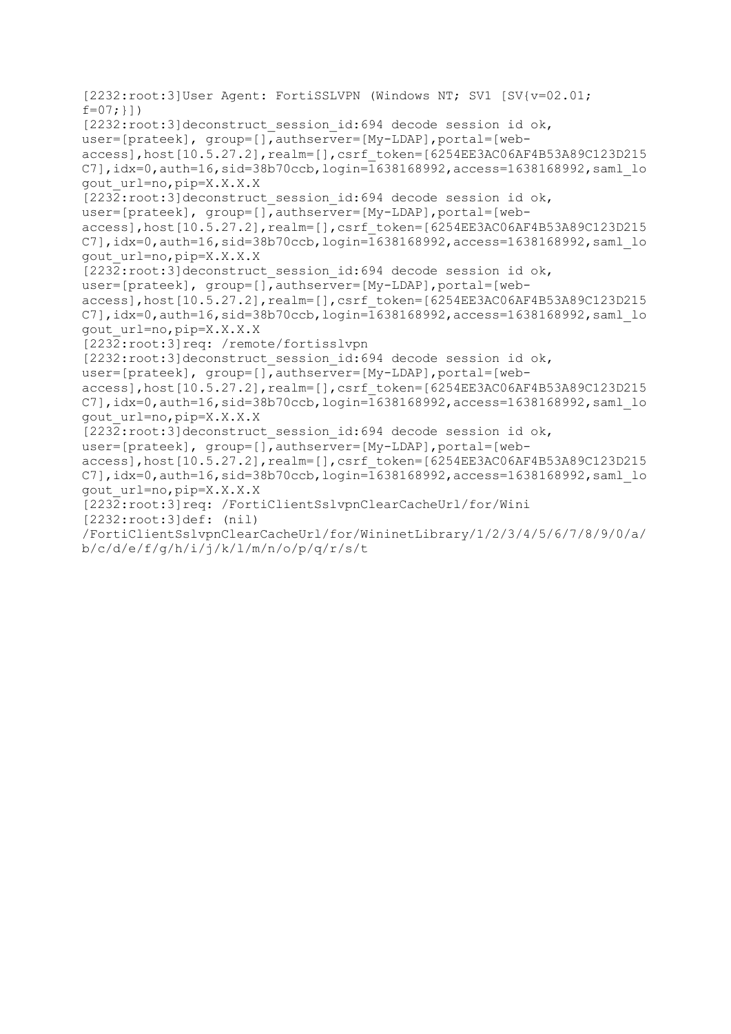```
[2232:root:3]User Agent: FortiSSLVPN (Windows NT; SV1 [SV{v=02.01;
f=07;}])
[2232:root:3]deconstruct_session_id:694 decode session id ok,
user=[prateek], group=[],authserver=[My-LDAP],portal=[web-
access],host[10.5.27.2],realm=[],csrf_token=[6254EE3AC06AF4B53A89C123D215
C7],idx=0,auth=16,sid=38b70ccb,login=1638168992,access=1638168992,saml_lo
gout_url=no,pip=X.X.X.X
[2232:root:3]deconstruct_session_id:694 decode session id ok,
user=[prateek], group=[],authserver=[My-LDAP],portal=[web-
access],host[10.5.27.2],realm=[],csrf_token=[6254EE3AC06AF4B53A89C123D215
C7],idx=0,auth=16,sid=38b70ccb,login=1638168992,access=1638168992,saml_lo
gout_url=no,pip=X.X.X.X
[2232:root:3]deconstruct_session_id:694 decode session id ok,
user=[prateek], group=[],authserver=[My-LDAP],portal=[web-
access],host[10.5.27.2],realm=[],csrf_token=[6254EE3AC06AF4B53A89C123D215
C7],idx=0,auth=16,sid=38b70ccb,login=1638168992,access=1638168992,saml_lo
gout_url=no,pip=X.X.X.X
[2232:root:3]req: /remote/fortisslvpn
[2232:root:3]deconstruct_session_id:694 decode session id ok,
user=[prateek], group=[],authserver=[My-LDAP],portal=[web-
access],host[10.5.27.2],realm=[],csrf_token=[6254EE3AC06AF4B53A89C123D215
C7],idx=0,auth=16,sid=38b70ccb,login=1638168992,access=1638168992,saml_lo
gout_url=no,pip=X.X.X.X
[2232:root:3]deconstruct_session_id:694 decode session id ok,
user=[prateek], group=[],authserver=[My-LDAP],portal=[web-
access],host[10.5.27.2],realm=[],csrf_token=[6254EE3AC06AF4B53A89C123D215
C7],idx=0,auth=16,sid=38b70ccb,login=1638168992,access=1638168992,saml_lo
gout_url=no,pip=X.X.X.X
[2232:root:3]req: /FortiClientSslvpnClearCacheUrl/for/Wini
[2232:root:3]def: (nil)
/FortiClientSslvpnClearCacheUrl/for/WininetLibrary/1/2/3/4/5/6/7/8/9/0/a/
b/c/d/e/f/g/h/i/j/k/l/m/n/o/p/q/r/s/t
```